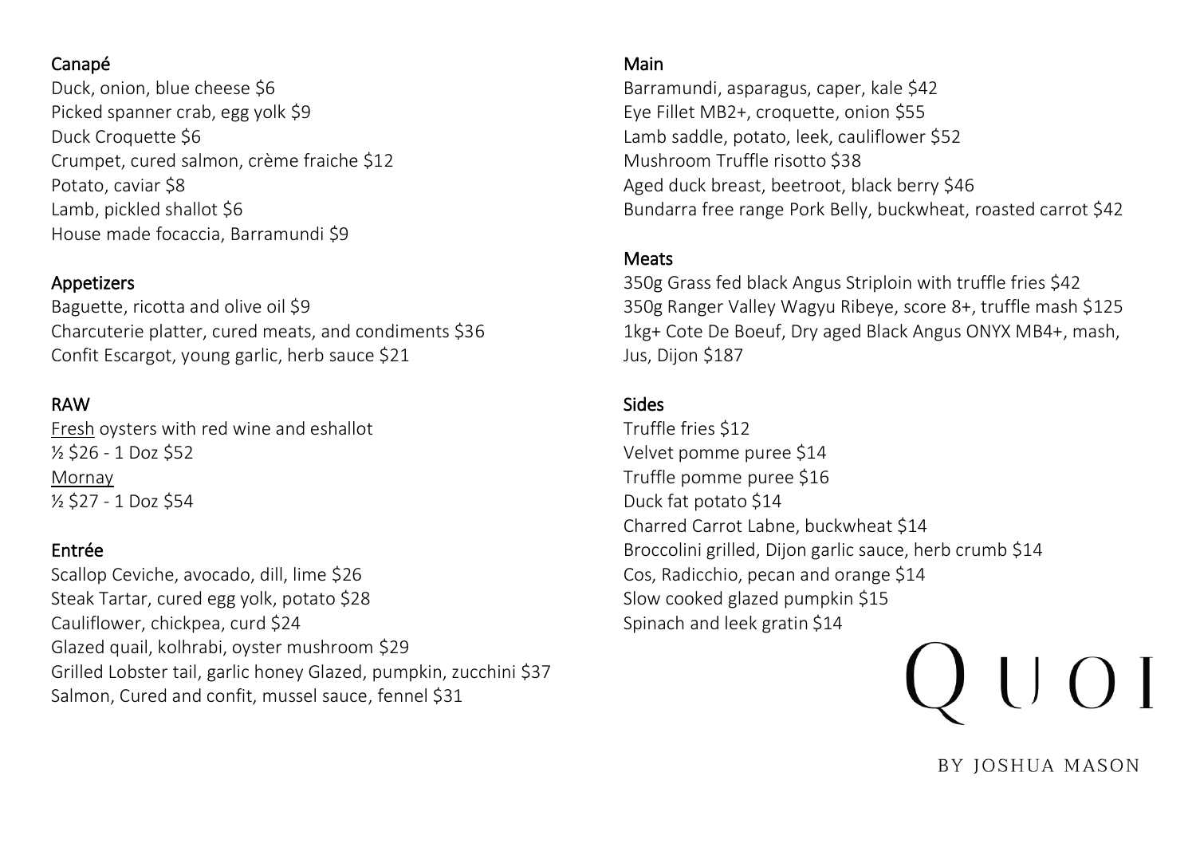## Canapé

Duck, onion, blue cheese $6
Picked spanner crab, egg yolk $9
Duck Croquette $6
Crumpet, cured salmon, crème fraiche $12
Potato, caviar $8
Lamb, pickled shallot $6
House made focaccia, Barramundi $9

## Appetizers

Baguette, ricotta and olive oil $9
Charcuterie platter, cured meats, and condiments $36
Confit Escargot, young garlic, herb sauce $21

## RAW

Fresh oysters with red wine and eshallot
½ $26 - 1 Doz $52
Mornay
½ $27 - 1 Doz $54

## Entrée

Scallop Ceviche, avocado, dill, lime $26
Steak Tartar, cured egg yolk, potato $28
Cauliflower, chickpea, curd $24
Glazed quail, kolhrabi, oyster mushroom $29
Grilled Lobster tail, garlic honey Glazed, pumpkin, zucchini $37
Salmon, Cured and confit, mussel sauce, fennel $31

## Main

Barramundi, asparagus, caper, kale $42
Eye Fillet MB2+, croquette, onion $55
Lamb saddle, potato, leek, cauliflower $52
Mushroom Truffle risotto $38
Aged duck breast, beetroot, black berry $46
Bundarra free range Pork Belly, buckwheat, roasted carrot $42

## Meats

350g Grass fed black Angus Striploin with truffle fries $42
350g Ranger Valley Wagyu Ribeye, score 8+, truffle mash $125
1kg+ Cote De Boeuf, Dry aged Black Angus ONYX MB4+, mash, Jus, Dijon $187

## Sides

Truffle fries $12
Velvet pomme puree $14
Truffle pomme puree $16
Duck fat potato $14
Charred Carrot Labne, buckwheat $14
Broccolini grilled, Dijon garlic sauce, herb crumb $14
Cos, Radicchio, pecan and orange $14
Slow cooked glazed pumpkin $15
Spinach and leek gratin $14

# QUOI

BY JOSHUA MASON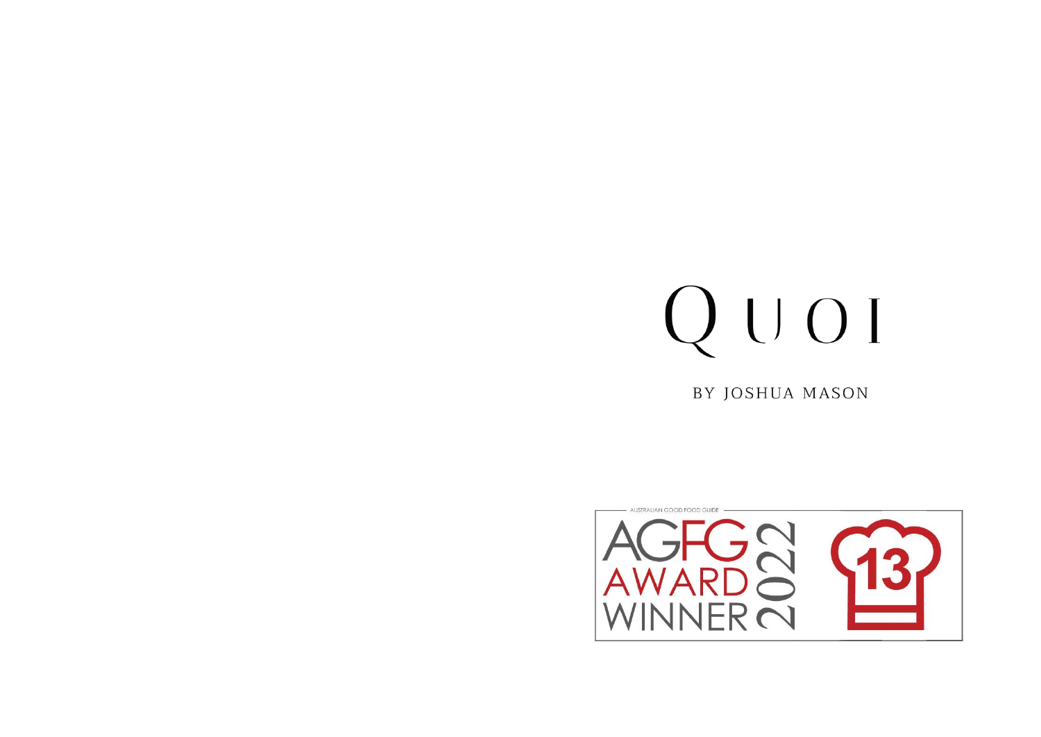# QUOI

BY JOSHUA MASON

AUSTRALIAN GOOD FOOD GUIDE

AGFG AWARD WINNER 2022

13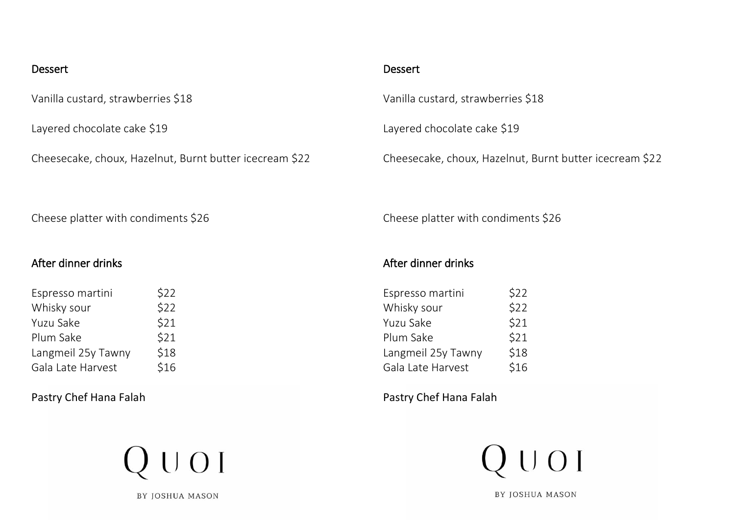## Dessert

Vanilla custard, strawberries $18

Layered chocolate cake $19

Cheesecake, choux, Hazelnut, Burnt butter icecream $22

Cheese platter with condiments $26

## After dinner drinks

| | |
|---|---|
| Espresso martini | $22 |
| Whisky sour | $22 |
| Yuzu Sake | $21 |
| Plum Sake | $21 |
| Langmeil 25y Tawny | $18 |
| Gala Late Harvest | $16 |

Pastry Chef Hana Falah

QUOI

BY JOSHUA MASON

## Dessert

Vanilla custard, strawberries $18

Layered chocolate cake $19

Cheesecake, choux, Hazelnut, Burnt butter icecream $22

Cheese platter with condiments $26

## After dinner drinks

| | |
|---|---|
| Espresso martini | $22 |
| Whisky sour | $22 |
| Yuzu Sake | $21 |
| Plum Sake | $21 |
| Langmeil 25y Tawny | $18 |
| Gala Late Harvest | $16 |

Pastry Chef Hana Falah

QUOI

BY JOSHUA MASON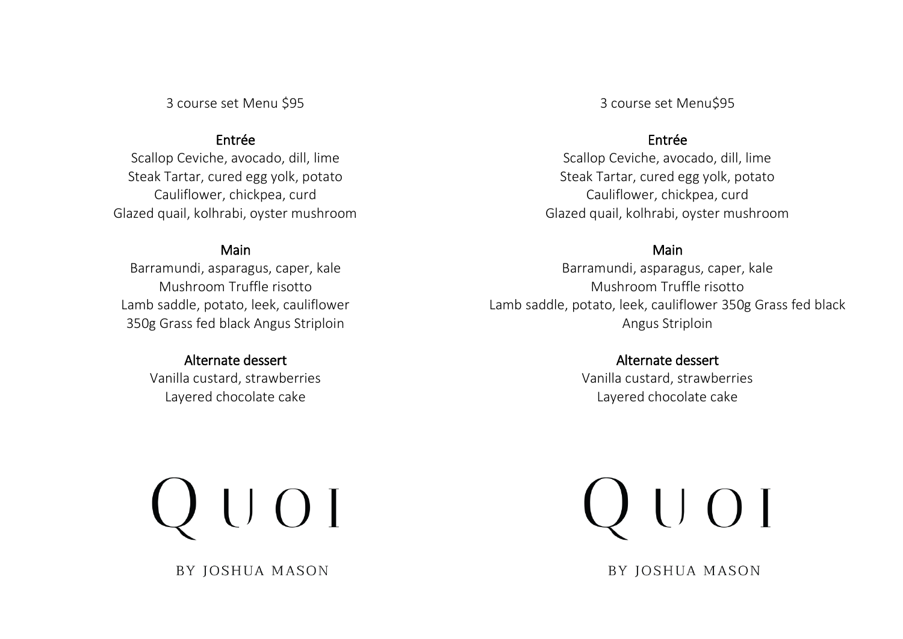3 course set Menu $95

## Entrée

Scallop Ceviche, avocado, dill, lime
Steak Tartar, cured egg yolk, potato
Cauliflower, chickpea, curd
Glazed quail, kolhrabi, oyster mushroom

## Main

Barramundi, asparagus, caper, kale
Mushroom Truffle risotto
Lamb saddle, potato, leek, cauliflower
350g Grass fed black Angus Striploin

## Alternate dessert

Vanilla custard, strawberries
Layered chocolate cake

QUOI

BY JOSHUA MASON

3 course set Menu$95

## Entrée

Scallop Ceviche, avocado, dill, lime
Steak Tartar, cured egg yolk, potato
Cauliflower, chickpea, curd
Glazed quail, kolhrabi, oyster mushroom

## Main

Barramundi, asparagus, caper, kale
Mushroom Truffle risotto
Lamb saddle, potato, leek, cauliflower 350g Grass fed black Angus Striploin

## Alternate dessert

Vanilla custard, strawberries
Layered chocolate cake

QUOI

BY JOSHUA MASON